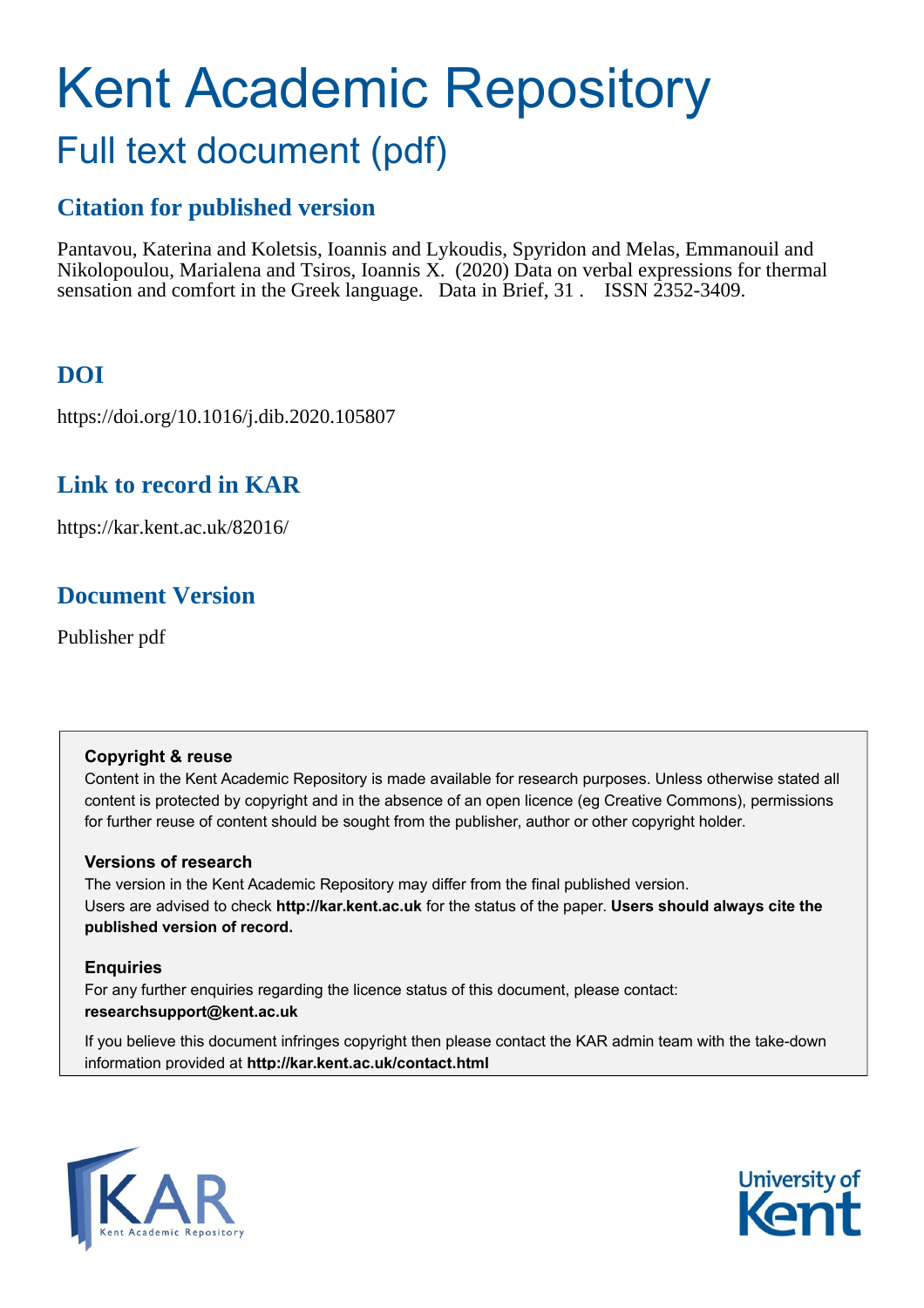# Kent Academic Repository

## Full text document (pdf)

### Citation for published version

Pantavou, Katerina and Koletsis, Ioannis and Lykoudis, Spyridon and Melas, Emmanouil and Nikolopoulou, Marialena and Tsiros, Ioannis X. (2020) Data on verbal expressions for thermal sensation and comfort in the Greek language. Data in Brief, 31 . ISSN 2352-3409.

### DOI

https://doi.org/10.1016/j.dib.2020.105807

### Link to record in KAR

https://kar.kent.ac.uk/82016/

### Document Version

Publisher pdf

**Copyright & reuse**

Content in the Kent Academic Repository is made available for research purposes. Unless otherwise stated all content is protected by copyright and in the absence of an open licence (eg Creative Commons), permissions for further reuse of content should be sought from the publisher, author or other copyright holder.

**Versions of research**

The version in the Kent Academic Repository may differ from the final published version. Users are advised to check **http://kar.kent.ac.uk** for the status of the paper. **Users should always cite the published version of record.**

**Enquiries**

For any further enquiries regarding the licence status of this document, please contact: **researchsupport@kent.ac.uk**

If you believe this document infringes copyright then please contact the KAR admin team with the take-down information provided at **http://kar.kent.ac.uk/contact.html**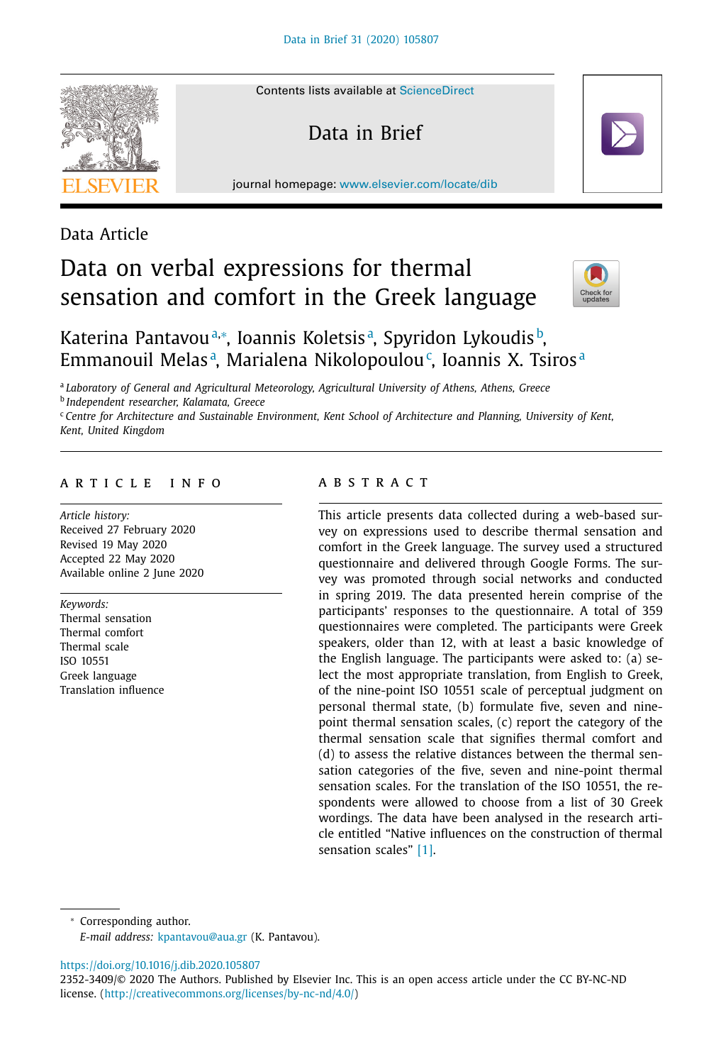Data Article

# Data on verbal expressions for thermal sensation and comfort in the Greek language

Katerina Pantavou[a,*], Ioannis Koletsis[a], Spyridon Lykoudis[b], Emmanouil Melas[a], Marialena Nikolopoulou[c], Ioannis X. Tsiros[a]

[a] *Laboratory of General and Agricultural Meteorology, Agricultural University of Athens, Athens, Greece*
[b] *Independent researcher, Kalamata, Greece*
[c] *Centre for Architecture and Sustainable Environment, Kent School of Architecture and Planning, University of Kent, Kent, United Kingdom*

## ARTICLE INFO

*Article history:*
Received 27 February 2020
Revised 19 May 2020
Accepted 22 May 2020
Available online 2 June 2020

*Keywords:*
Thermal sensation
Thermal comfort
Thermal scale
ISO 10551
Greek language
Translation influence

## ABSTRACT

This article presents data collected during a web-based survey on expressions used to describe thermal sensation and comfort in the Greek language. The survey used a structured questionnaire and delivered through Google Forms. The survey was promoted through social networks and conducted in spring 2019. The data presented herein comprise of the participants' responses to the questionnaire. A total of 359 questionnaires were completed. The participants were Greek speakers, older than 12, with at least a basic knowledge of the English language. The participants were asked to: (a) select the most appropriate translation, from English to Greek, of the nine-point ISO 10551 scale of perceptual judgment on personal thermal state, (b) formulate five, seven and nine-point thermal sensation scales, (c) report the category of the thermal sensation scale that signifies thermal comfort and (d) to assess the relative distances between the thermal sensation categories of the five, seven and nine-point thermal sensation scales. For the translation of the ISO 10551, the respondents were allowed to choose from a list of 30 Greek wordings. The data have been analysed in the research article entitled "Native influences on the construction of thermal sensation scales" [1].

\* Corresponding author.
*E-mail address:* kpantavou@aua.gr (K. Pantavou).

https://doi.org/10.1016/j.dib.2020.105807
2352-3409/© 2020 The Authors. Published by Elsevier Inc. This is an open access article under the CC BY-NC-ND license. (http://creativecommons.org/licenses/by-nc-nd/4.0/)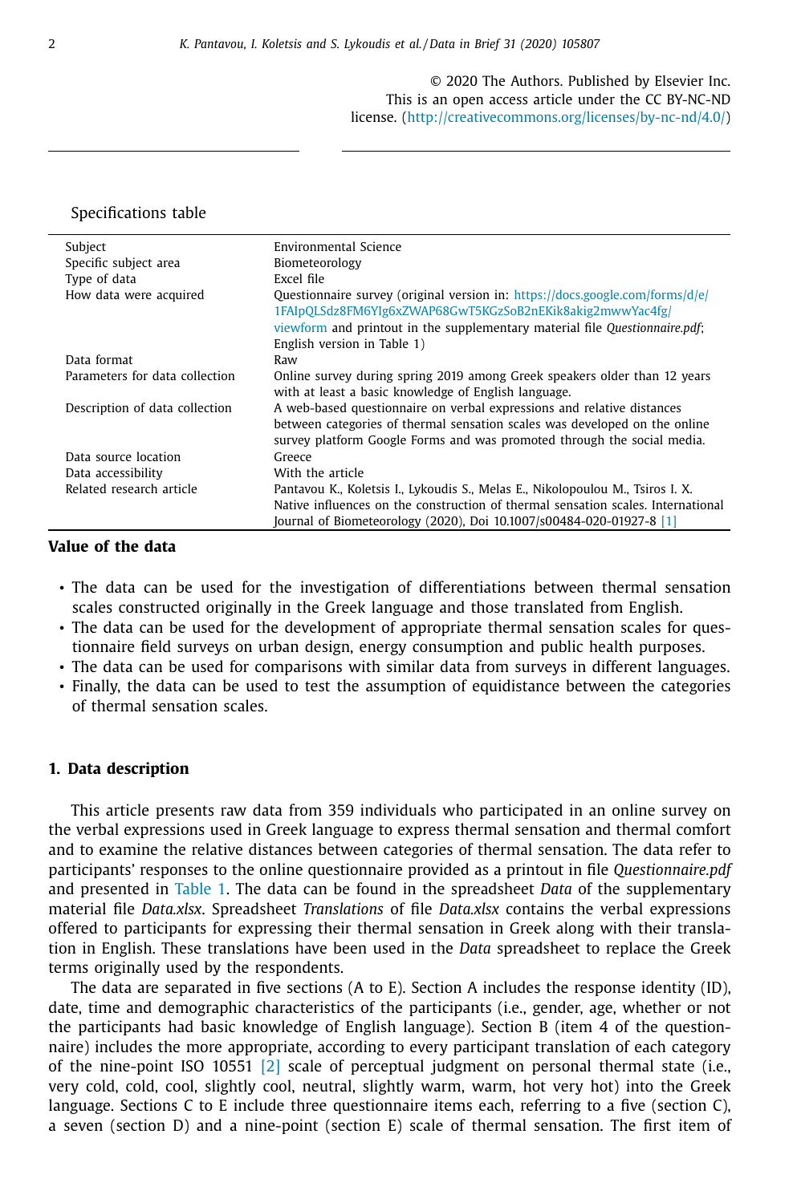© 2020 The Authors. Published by Elsevier Inc.
This is an open access article under the CC BY-NC-ND license. (http://creativecommons.org/licenses/by-nc-nd/4.0/)

Specifications table

| | |
|---|---|
| Subject | Environmental Science |
| Specific subject area | Biometeorology |
| Type of data | Excel file |
| How data were acquired | Questionnaire survey (original version in: https://docs.google.com/forms/d/e/1FAIpQLSdz8FM6YIg6xZWAP68GwT5KGzSoB2nEKik8akig2mwwYac4fg/viewform and printout in the supplementary material file *Questionnaire.pdf*; English version in Table 1) |
| Data format | Raw |
| Parameters for data collection | Online survey during spring 2019 among Greek speakers older than 12 years with at least a basic knowledge of English language. |
| Description of data collection | A web-based questionnaire on verbal expressions and relative distances between categories of thermal sensation scales was developed on the online survey platform Google Forms and was promoted through the social media. |
| Data source location | Greece |
| Data accessibility | With the article |
| Related research article | Pantavou K., Koletsis I., Lykoudis S., Melas E., Nikolopoulou M., Tsiros I. X. Native influences on the construction of thermal sensation scales. International Journal of Biometeorology (2020), Doi 10.1007/s00484-020-01927-8 [1] |

## Value of the data

- The data can be used for the investigation of differentiations between thermal sensation scales constructed originally in the Greek language and those translated from English.
- The data can be used for the development of appropriate thermal sensation scales for questionnaire field surveys on urban design, energy consumption and public health purposes.
- The data can be used for comparisons with similar data from surveys in different languages.
- Finally, the data can be used to test the assumption of equidistance between the categories of thermal sensation scales.

## 1. Data description

This article presents raw data from 359 individuals who participated in an online survey on the verbal expressions used in Greek language to express thermal sensation and thermal comfort and to examine the relative distances between categories of thermal sensation. The data refer to participants' responses to the online questionnaire provided as a printout in file *Questionnaire.pdf* and presented in Table 1. The data can be found in the spreadsheet *Data* of the supplementary material file *Data.xlsx*. Spreadsheet *Translations* of file *Data.xlsx* contains the verbal expressions offered to participants for expressing their thermal sensation in Greek along with their translation in English. These translations have been used in the *Data* spreadsheet to replace the Greek terms originally used by the respondents.

The data are separated in five sections (A to E). Section A includes the response identity (ID), date, time and demographic characteristics of the participants (i.e., gender, age, whether or not the participants had basic knowledge of English language). Section B (item 4 of the questionnaire) includes the more appropriate, according to every participant translation of each category of the nine-point ISO 10551 [2] scale of perceptual judgment on personal thermal state (i.e., very cold, cold, cool, slightly cool, neutral, slightly warm, warm, hot very hot) into the Greek language. Sections C to E include three questionnaire items each, referring to a five (section C), a seven (section D) and a nine-point (section E) scale of thermal sensation. The first item of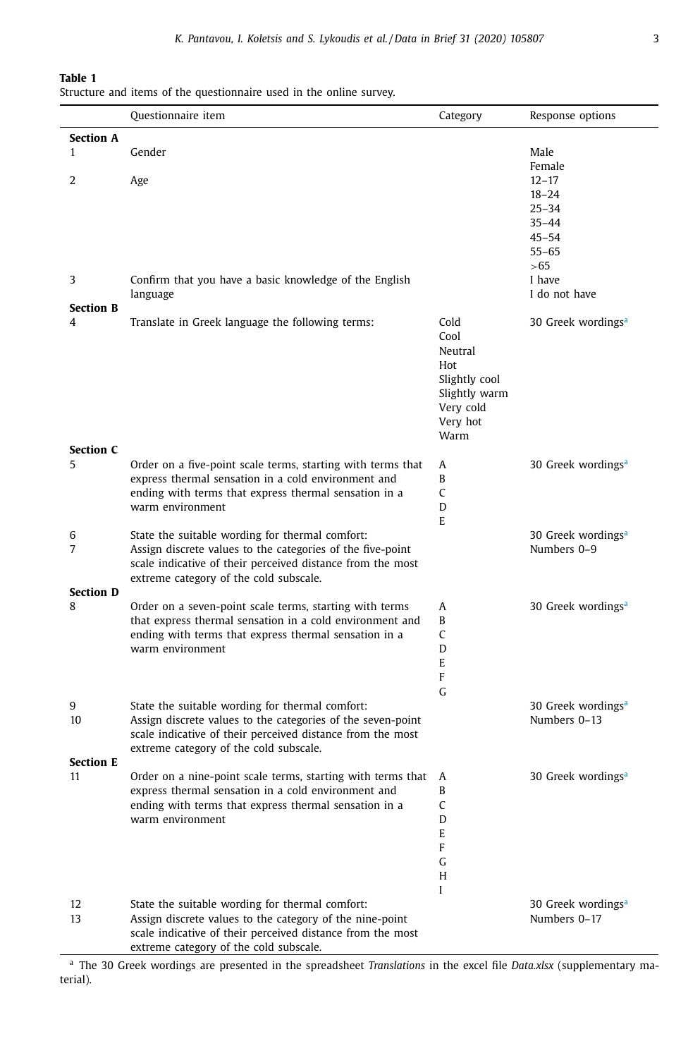**Table 1**
Structure and items of the questionnaire used in the online survey.

| | Questionnaire item | Category | Response options |
|---|---|---|---|
| **Section A** | | | |
| 1 | Gender | | Male<br>Female |
| 2 | Age | | 12–17<br>18–24<br>25–34<br>35–44<br>45–54<br>55–65<br>>65 |
| 3 | Confirm that you have a basic knowledge of the English language | | I have<br>I do not have |
| **Section B** | | | |
| 4 | Translate in Greek language the following terms: | Cold<br>Cool<br>Neutral<br>Hot<br>Slightly cool<br>Slightly warm<br>Very cold<br>Very hot<br>Warm | 30 Greek wordings[a] |
| **Section C** | | | |
| 5 | Order on a five-point scale terms, starting with terms that express thermal sensation in a cold environment and ending with terms that express thermal sensation in a warm environment | A<br>B<br>C<br>D<br>E | 30 Greek wordings[a] |
| 6 | State the suitable wording for thermal comfort: | | 30 Greek wordings[a] |
| 7 | Assign discrete values to the categories of the five-point scale indicative of their perceived distance from the most extreme category of the cold subscale. | | Numbers 0–9 |
| **Section D** | | | |
| 8 | Order on a seven-point scale terms, starting with terms that express thermal sensation in a cold environment and ending with terms that express thermal sensation in a warm environment | A<br>B<br>C<br>D<br>E<br>F<br>G | 30 Greek wordings[a] |
| 9 | State the suitable wording for thermal comfort: | | 30 Greek wordings[a] |
| 10 | Assign discrete values to the categories of the seven-point scale indicative of their perceived distance from the most extreme category of the cold subscale. | | Numbers 0–13 |
| **Section E** | | | |
| 11 | Order on a nine-point scale terms, starting with terms that express thermal sensation in a cold environment and ending with terms that express thermal sensation in a warm environment | A<br>B<br>C<br>D<br>E<br>F<br>G<br>H<br>I | 30 Greek wordings[a] |
| 12 | State the suitable wording for thermal comfort: | | 30 Greek wordings[a] |
| 13 | Assign discrete values to the category of the nine-point scale indicative of their perceived distance from the most extreme category of the cold subscale. | | Numbers 0–17 |

[a] The 30 Greek wordings are presented in the spreadsheet *Translations* in the excel file *Data.xlsx* (supplementary material).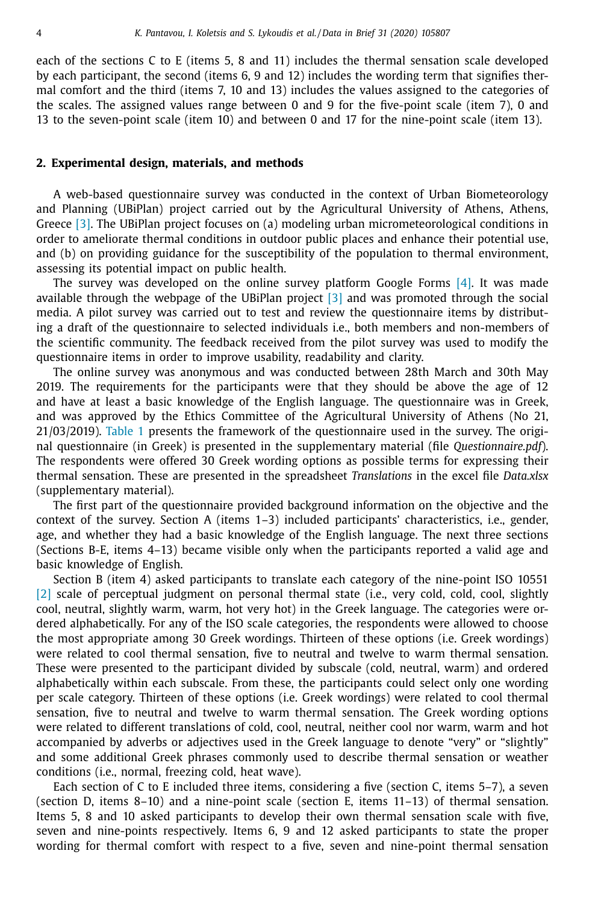each of the sections C to E (items 5, 8 and 11) includes the thermal sensation scale developed by each participant, the second (items 6, 9 and 12) includes the wording term that signifies thermal comfort and the third (items 7, 10 and 13) includes the values assigned to the categories of the scales. The assigned values range between 0 and 9 for the five-point scale (item 7), 0 and 13 to the seven-point scale (item 10) and between 0 and 17 for the nine-point scale (item 13).

## 2. Experimental design, materials, and methods

A web-based questionnaire survey was conducted in the context of Urban Biometeorology and Planning (UBiPlan) project carried out by the Agricultural University of Athens, Athens, Greece [3]. The UBiPlan project focuses on (a) modeling urban micrometeorological conditions in order to ameliorate thermal conditions in outdoor public places and enhance their potential use, and (b) on providing guidance for the susceptibility of the population to thermal environment, assessing its potential impact on public health.

The survey was developed on the online survey platform Google Forms [4]. It was made available through the webpage of the UBiPlan project [3] and was promoted through the social media. A pilot survey was carried out to test and review the questionnaire items by distributing a draft of the questionnaire to selected individuals i.e., both members and non-members of the scientific community. The feedback received from the pilot survey was used to modify the questionnaire items in order to improve usability, readability and clarity.

The online survey was anonymous and was conducted between 28th March and 30th May 2019. The requirements for the participants were that they should be above the age of 12 and have at least a basic knowledge of the English language. The questionnaire was in Greek, and was approved by the Ethics Committee of the Agricultural University of Athens (No 21, 21/03/2019). Table 1 presents the framework of the questionnaire used in the survey. The original questionnaire (in Greek) is presented in the supplementary material (file *Questionnaire.pdf*). The respondents were offered 30 Greek wording options as possible terms for expressing their thermal sensation. These are presented in the spreadsheet *Translations* in the excel file *Data.xlsx* (supplementary material).

The first part of the questionnaire provided background information on the objective and the context of the survey. Section A (items 1–3) included participants' characteristics, i.e., gender, age, and whether they had a basic knowledge of the English language. The next three sections (Sections B-E, items 4–13) became visible only when the participants reported a valid age and basic knowledge of English.

Section B (item 4) asked participants to translate each category of the nine-point ISO 10551 [2] scale of perceptual judgment on personal thermal state (i.e., very cold, cold, cool, slightly cool, neutral, slightly warm, warm, hot very hot) in the Greek language. The categories were ordered alphabetically. For any of the ISO scale categories, the respondents were allowed to choose the most appropriate among 30 Greek wordings. Thirteen of these options (i.e. Greek wordings) were related to cool thermal sensation, five to neutral and twelve to warm thermal sensation. These were presented to the participant divided by subscale (cold, neutral, warm) and ordered alphabetically within each subscale. From these, the participants could select only one wording per scale category. Thirteen of these options (i.e. Greek wordings) were related to cool thermal sensation, five to neutral and twelve to warm thermal sensation. The Greek wording options were related to different translations of cold, cool, neutral, neither cool nor warm, warm and hot accompanied by adverbs or adjectives used in the Greek language to denote "very" or "slightly" and some additional Greek phrases commonly used to describe thermal sensation or weather conditions (i.e., normal, freezing cold, heat wave).

Each section of C to E included three items, considering a five (section C, items 5–7), a seven (section D, items 8–10) and a nine-point scale (section E, items 11–13) of thermal sensation. Items 5, 8 and 10 asked participants to develop their own thermal sensation scale with five, seven and nine-points respectively. Items 6, 9 and 12 asked participants to state the proper wording for thermal comfort with respect to a five, seven and nine-point thermal sensation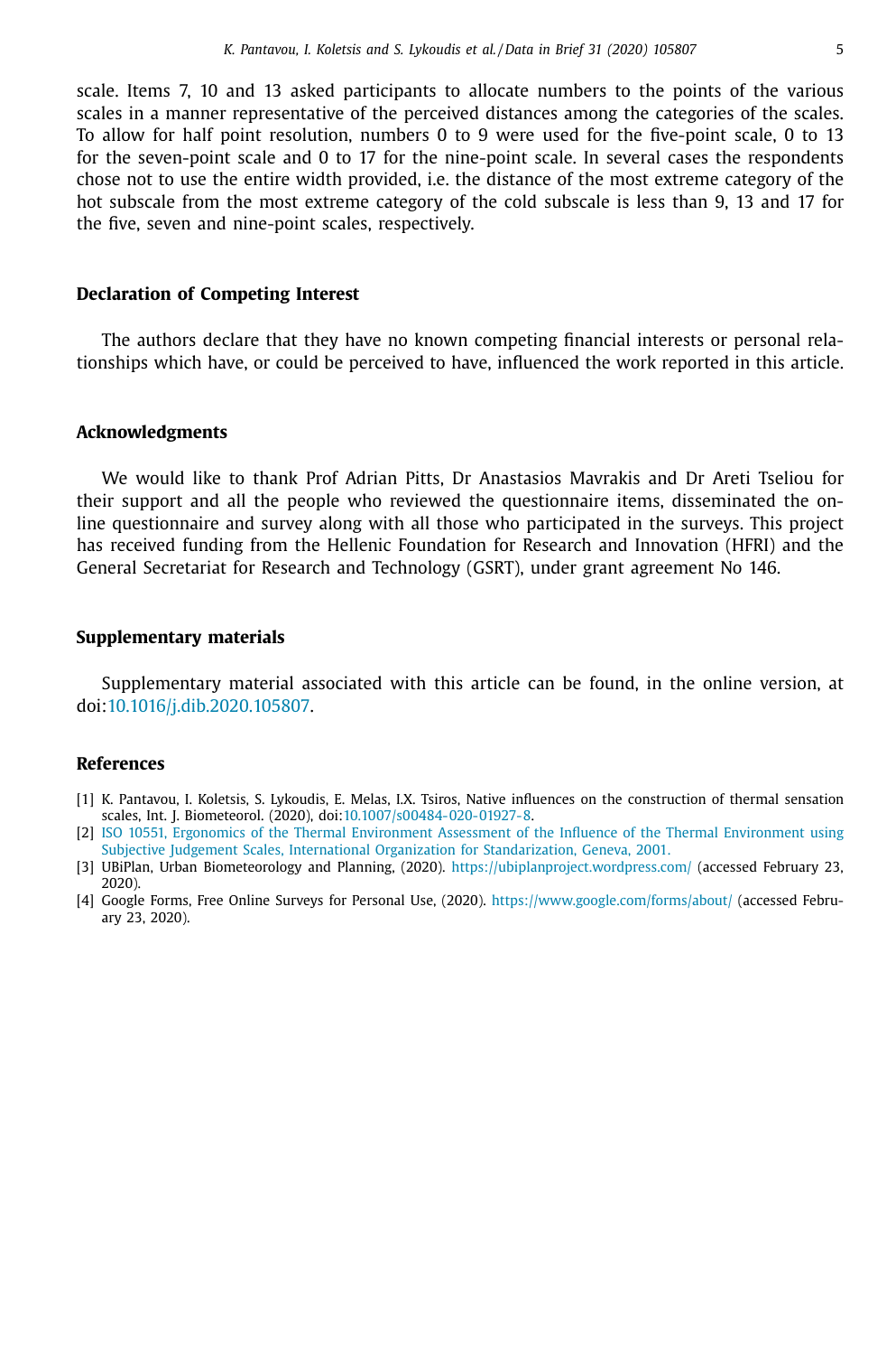scale. Items 7, 10 and 13 asked participants to allocate numbers to the points of the various scales in a manner representative of the perceived distances among the categories of the scales. To allow for half point resolution, numbers 0 to 9 were used for the five-point scale, 0 to 13 for the seven-point scale and 0 to 17 for the nine-point scale. In several cases the respondents chose not to use the entire width provided, i.e. the distance of the most extreme category of the hot subscale from the most extreme category of the cold subscale is less than 9, 13 and 17 for the five, seven and nine-point scales, respectively.

## Declaration of Competing Interest

The authors declare that they have no known competing financial interests or personal relationships which have, or could be perceived to have, influenced the work reported in this article.

## Acknowledgments

We would like to thank Prof Adrian Pitts, Dr Anastasios Mavrakis and Dr Areti Tseliou for their support and all the people who reviewed the questionnaire items, disseminated the online questionnaire and survey along with all those who participated in the surveys. This project has received funding from the Hellenic Foundation for Research and Innovation (HFRI) and the General Secretariat for Research and Technology (GSRT), under grant agreement No 146.

## Supplementary materials

Supplementary material associated with this article can be found, in the online version, at doi:10.1016/j.dib.2020.105807.

## References

[1] K. Pantavou, I. Koletsis, S. Lykoudis, E. Melas, I.X. Tsiros, Native influences on the construction of thermal sensation scales, Int. J. Biometeorol. (2020), doi:10.1007/s00484-020-01927-8.

[2] ISO 10551, Ergonomics of the Thermal Environment Assessment of the Influence of the Thermal Environment using Subjective Judgement Scales, International Organization for Standarization, Geneva, 2001.

[3] UBiPlan, Urban Biometeorology and Planning, (2020). https://ubiplanproject.wordpress.com/ (accessed February 23, 2020).

[4] Google Forms, Free Online Surveys for Personal Use, (2020). https://www.google.com/forms/about/ (accessed February 23, 2020).